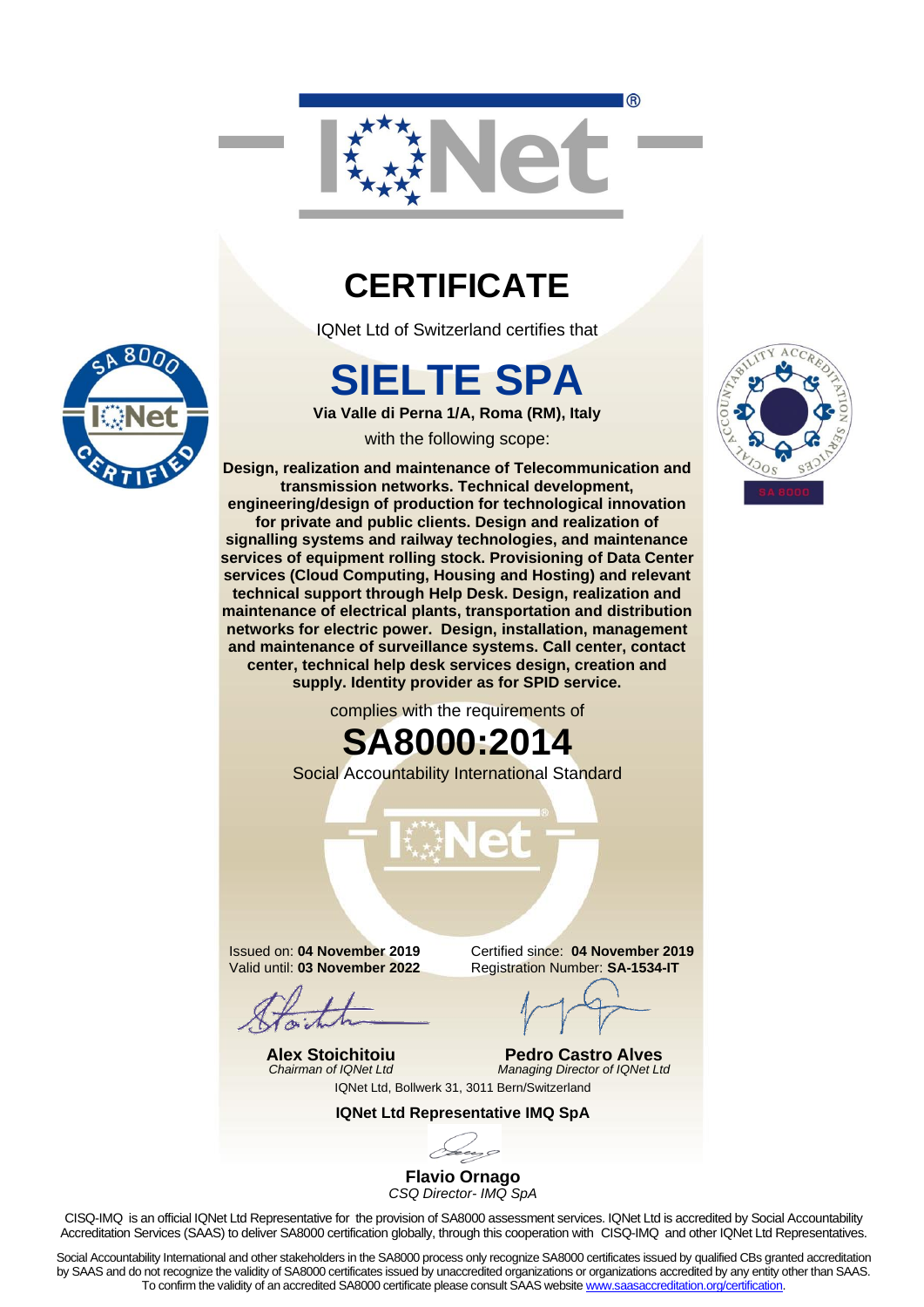# CERTIFICATE

IQNet Ltd of Switzerland certifies that

# SIELTE SPA

**Via Valle di Perna 1/A, Roma (RM), Italy**

with the following scope:

**Design, realization and maintenance of Telecommunication and transmission networks. Technical development, engineering/design of production for technological innovation for private and public clients. Design and realization of signalling systems and railway technologies, and maintenance services of equipment rolling stock. Provisioning of Data Center services (Cloud Computing, Housing and Hosting) and relevant technical support through Help Desk. Design, realization and maintenance of electrical plants, transportation and distribution networks for electric power. Design, installation, management and maintenance of surveillance systems. Call center, contact center, technical help desk services design, creation and supply. Identity provider as for SPID service.**

complies with the requirements of

# SA8000:2014

Social Accountability International Standard

Issued on: **04 November 2019**
Valid until: **03 November 2022**

Certified since: **04 November 2019**
Registration Number: **SA-1534-IT**

**Alex Stoichitoiu**
*Chairman of IQNet Ltd*

**Pedro Castro Alves**
*Managing Director of IQNet Ltd*

IQNet Ltd, Bollwerk 31, 3011 Bern/Switzerland

**IQNet Ltd Representative IMQ SpA**

**Flavio Ornago**
*CSQ Director- IMQ SpA*

CISQ-IMQ is an official IQNet Ltd Representative for the provision of SA8000 assessment services. IQNet Ltd is accredited by Social Accountability Accreditation Services (SAAS) to deliver SA8000 certification globally, through this cooperation with CISQ-IMQ and other IQNet Ltd Representatives.

Social Accountability International and other stakeholders in the SA8000 process only recognize SA8000 certificates issued by qualified CBs granted accreditation by SAAS and do not recognize the validity of SA8000 certificates issued by unaccredited organizations or organizations accredited by any entity other than SAAS. To confirm the validity of an accredited SA8000 certificate please consult SAAS website www.saasaccreditation.org/certification.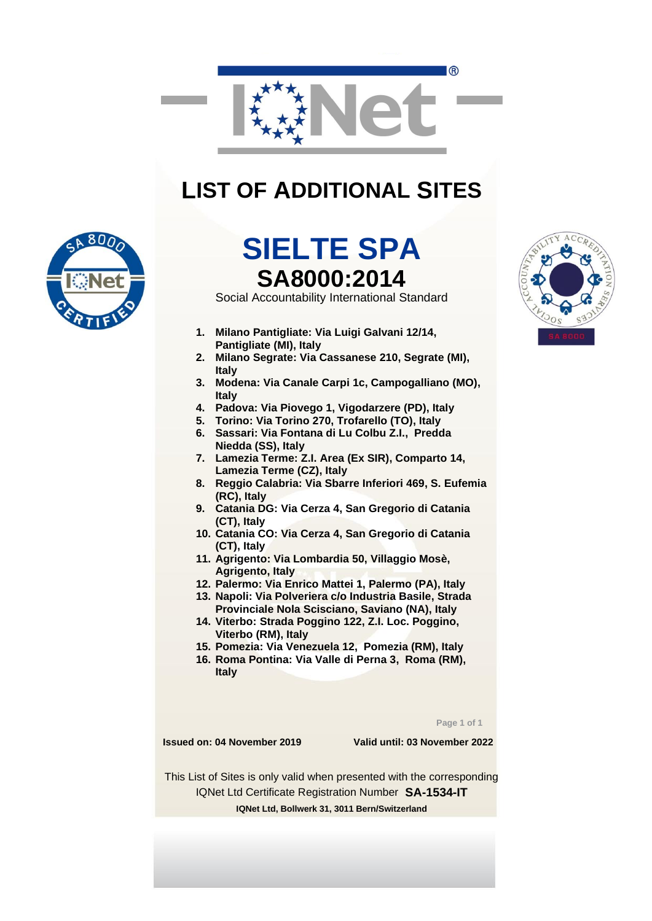# LIST OF ADDITIONAL SITES

## SIELTE SPA

## SA8000:2014

Social Accountability International Standard

1. **Milano Pantigliate: Via Luigi Galvani 12/14, Pantigliate (MI), Italy**
2. **Milano Segrate: Via Cassanese 210, Segrate (MI), Italy**
3. **Modena: Via Canale Carpi 1c, Campogalliano (MO), Italy**
4. **Padova: Via Piovego 1, Vigodarzere (PD), Italy**
5. **Torino: Via Torino 270, Trofarello (TO), Italy**
6. **Sassari: Via Fontana di Lu Colbu Z.I., Predda Niedda (SS), Italy**
7. **Lamezia Terme: Z.I. Area (Ex SIR), Comparto 14, Lamezia Terme (CZ), Italy**
8. **Reggio Calabria: Via Sbarre Inferiori 469, S. Eufemia (RC), Italy**
9. **Catania DG: Via Cerza 4, San Gregorio di Catania (CT), Italy**
10. **Catania CO: Via Cerza 4, San Gregorio di Catania (CT), Italy**
11. **Agrigento: Via Lombardia 50, Villaggio Mosè, Agrigento, Italy**
12. **Palermo: Via Enrico Mattei 1, Palermo (PA), Italy**
13. **Napoli: Via Polveriera c/o Industria Basile, Strada Provinciale Nola Scisciano, Saviano (NA), Italy**
14. **Viterbo: Strada Poggino 122, Z.I. Loc. Poggino, Viterbo (RM), Italy**
15. **Pomezia: Via Venezuela 12, Pomezia (RM), Italy**
16. **Roma Pontina: Via Valle di Perna 3, Roma (RM), Italy**

**Issued on: 04 November 2019** **Valid until: 03 November 2022**

This List of Sites is only valid when presented with the corresponding IQNet Ltd Certificate Registration Number **SA-1534-IT**

**IQNet Ltd, Bollwerk 31, 3011 Bern/Switzerland**